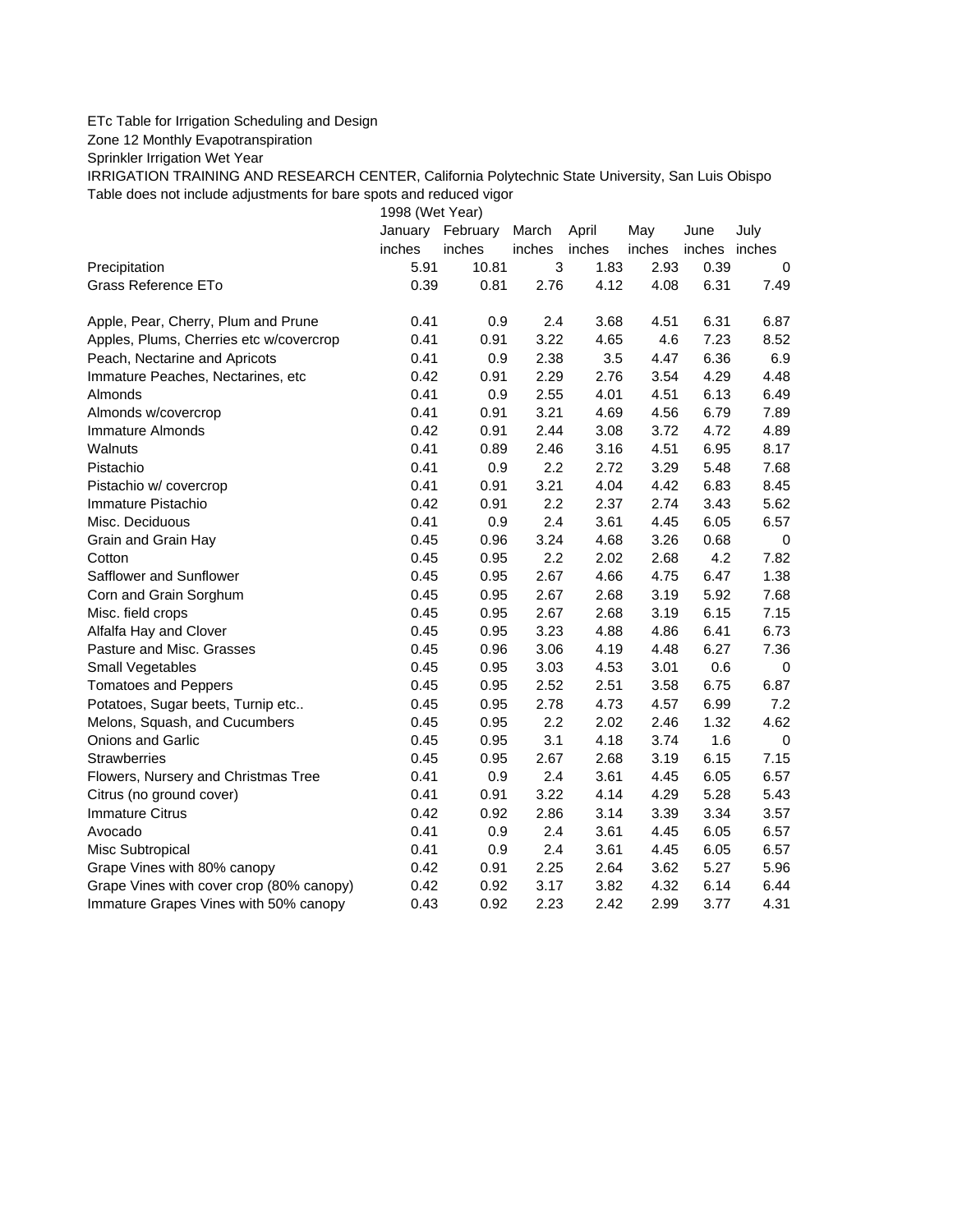ETc Table for Irrigation Scheduling and Design

Zone 12 Monthly Evapotranspiration

Sprinkler Irrigation Wet Year

IRRIGATION TRAINING AND RESEARCH CENTER, California Polytechnic State University, San Luis Obispo

Table does not include adjustments for bare spots and reduced vigor

| | 1998 (Wet Year) | | | | | | |
|---|---|---|---|---|---|---|---|
| | January | February | March | April | May | June | July |
| | inches | inches | inches | inches | inches | inches | inches |
| Precipitation | 5.91 | 10.81 | 3 | 1.83 | 2.93 | 0.39 | 0 |
| Grass Reference ETo | 0.39 | 0.81 | 2.76 | 4.12 | 4.08 | 6.31 | 7.49 |
| | | | | | | | |
| Apple, Pear, Cherry, Plum and Prune | 0.41 | 0.9 | 2.4 | 3.68 | 4.51 | 6.31 | 6.87 |
| Apples, Plums, Cherries etc w/covercrop | 0.41 | 0.91 | 3.22 | 4.65 | 4.6 | 7.23 | 8.52 |
| Peach, Nectarine and Apricots | 0.41 | 0.9 | 2.38 | 3.5 | 4.47 | 6.36 | 6.9 |
| Immature Peaches, Nectarines, etc | 0.42 | 0.91 | 2.29 | 2.76 | 3.54 | 4.29 | 4.48 |
| Almonds | 0.41 | 0.9 | 2.55 | 4.01 | 4.51 | 6.13 | 6.49 |
| Almonds w/covercrop | 0.41 | 0.91 | 3.21 | 4.69 | 4.56 | 6.79 | 7.89 |
| Immature Almonds | 0.42 | 0.91 | 2.44 | 3.08 | 3.72 | 4.72 | 4.89 |
| Walnuts | 0.41 | 0.89 | 2.46 | 3.16 | 4.51 | 6.95 | 8.17 |
| Pistachio | 0.41 | 0.9 | 2.2 | 2.72 | 3.29 | 5.48 | 7.68 |
| Pistachio w/ covercrop | 0.41 | 0.91 | 3.21 | 4.04 | 4.42 | 6.83 | 8.45 |
| Immature Pistachio | 0.42 | 0.91 | 2.2 | 2.37 | 2.74 | 3.43 | 5.62 |
| Misc. Deciduous | 0.41 | 0.9 | 2.4 | 3.61 | 4.45 | 6.05 | 6.57 |
| Grain and Grain Hay | 0.45 | 0.96 | 3.24 | 4.68 | 3.26 | 0.68 | 0 |
| Cotton | 0.45 | 0.95 | 2.2 | 2.02 | 2.68 | 4.2 | 7.82 |
| Safflower and Sunflower | 0.45 | 0.95 | 2.67 | 4.66 | 4.75 | 6.47 | 1.38 |
| Corn and Grain Sorghum | 0.45 | 0.95 | 2.67 | 2.68 | 3.19 | 5.92 | 7.68 |
| Misc. field crops | 0.45 | 0.95 | 2.67 | 2.68 | 3.19 | 6.15 | 7.15 |
| Alfalfa Hay and Clover | 0.45 | 0.95 | 3.23 | 4.88 | 4.86 | 6.41 | 6.73 |
| Pasture and Misc. Grasses | 0.45 | 0.96 | 3.06 | 4.19 | 4.48 | 6.27 | 7.36 |
| Small Vegetables | 0.45 | 0.95 | 3.03 | 4.53 | 3.01 | 0.6 | 0 |
| Tomatoes and Peppers | 0.45 | 0.95 | 2.52 | 2.51 | 3.58 | 6.75 | 6.87 |
| Potatoes, Sugar beets, Turnip etc.. | 0.45 | 0.95 | 2.78 | 4.73 | 4.57 | 6.99 | 7.2 |
| Melons, Squash, and Cucumbers | 0.45 | 0.95 | 2.2 | 2.02 | 2.46 | 1.32 | 4.62 |
| Onions and Garlic | 0.45 | 0.95 | 3.1 | 4.18 | 3.74 | 1.6 | 0 |
| Strawberries | 0.45 | 0.95 | 2.67 | 2.68 | 3.19 | 6.15 | 7.15 |
| Flowers, Nursery and Christmas Tree | 0.41 | 0.9 | 2.4 | 3.61 | 4.45 | 6.05 | 6.57 |
| Citrus (no ground cover) | 0.41 | 0.91 | 3.22 | 4.14 | 4.29 | 5.28 | 5.43 |
| Immature Citrus | 0.42 | 0.92 | 2.86 | 3.14 | 3.39 | 3.34 | 3.57 |
| Avocado | 0.41 | 0.9 | 2.4 | 3.61 | 4.45 | 6.05 | 6.57 |
| Misc Subtropical | 0.41 | 0.9 | 2.4 | 3.61 | 4.45 | 6.05 | 6.57 |
| Grape Vines with 80% canopy | 0.42 | 0.91 | 2.25 | 2.64 | 3.62 | 5.27 | 5.96 |
| Grape Vines with cover crop (80% canopy) | 0.42 | 0.92 | 3.17 | 3.82 | 4.32 | 6.14 | 6.44 |
| Immature Grapes Vines with 50% canopy | 0.43 | 0.92 | 2.23 | 2.42 | 2.99 | 3.77 | 4.31 |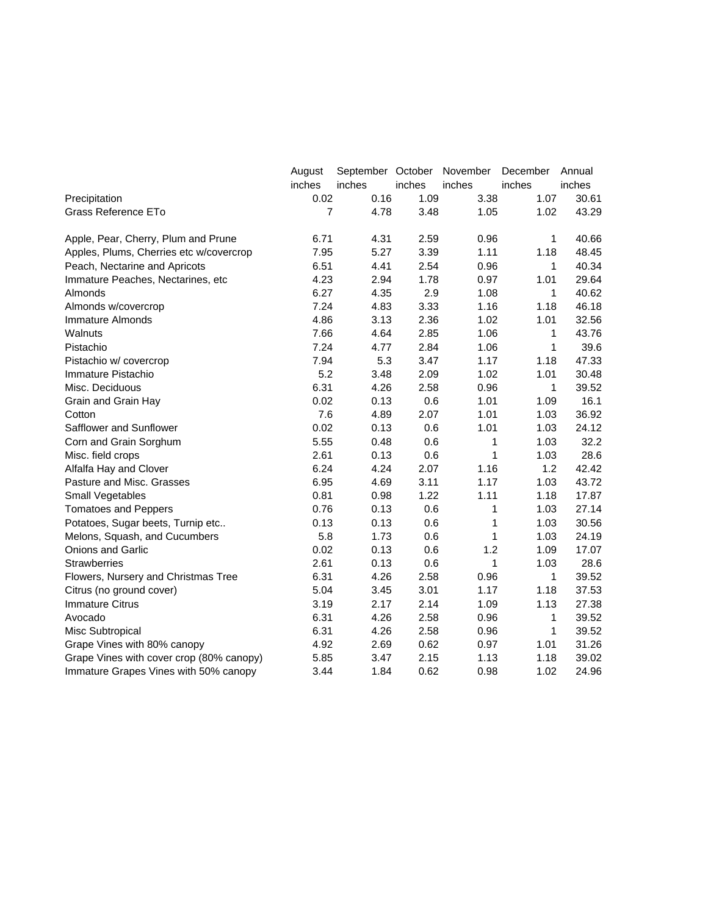| | August inches | September inches | October inches | November inches | December inches | Annual inches |
|---|---|---|---|---|---|---|
| Precipitation | 0.02 | 0.16 | 1.09 | 3.38 | 1.07 | 30.61 |
| Grass Reference ETo | 7 | 4.78 | 3.48 | 1.05 | 1.02 | 43.29 |
| | | | | | | |
| Apple, Pear, Cherry, Plum and Prune | 6.71 | 4.31 | 2.59 | 0.96 | 1 | 40.66 |
| Apples, Plums, Cherries etc w/covercrop | 7.95 | 5.27 | 3.39 | 1.11 | 1.18 | 48.45 |
| Peach, Nectarine and Apricots | 6.51 | 4.41 | 2.54 | 0.96 | 1 | 40.34 |
| Immature Peaches, Nectarines, etc | 4.23 | 2.94 | 1.78 | 0.97 | 1.01 | 29.64 |
| Almonds | 6.27 | 4.35 | 2.9 | 1.08 | 1 | 40.62 |
| Almonds w/covercrop | 7.24 | 4.83 | 3.33 | 1.16 | 1.18 | 46.18 |
| Immature Almonds | 4.86 | 3.13 | 2.36 | 1.02 | 1.01 | 32.56 |
| Walnuts | 7.66 | 4.64 | 2.85 | 1.06 | 1 | 43.76 |
| Pistachio | 7.24 | 4.77 | 2.84 | 1.06 | 1 | 39.6 |
| Pistachio w/ covercrop | 7.94 | 5.3 | 3.47 | 1.17 | 1.18 | 47.33 |
| Immature Pistachio | 5.2 | 3.48 | 2.09 | 1.02 | 1.01 | 30.48 |
| Misc. Deciduous | 6.31 | 4.26 | 2.58 | 0.96 | 1 | 39.52 |
| Grain and Grain Hay | 0.02 | 0.13 | 0.6 | 1.01 | 1.09 | 16.1 |
| Cotton | 7.6 | 4.89 | 2.07 | 1.01 | 1.03 | 36.92 |
| Safflower and Sunflower | 0.02 | 0.13 | 0.6 | 1.01 | 1.03 | 24.12 |
| Corn and Grain Sorghum | 5.55 | 0.48 | 0.6 | 1 | 1.03 | 32.2 |
| Misc. field crops | 2.61 | 0.13 | 0.6 | 1 | 1.03 | 28.6 |
| Alfalfa Hay and Clover | 6.24 | 4.24 | 2.07 | 1.16 | 1.2 | 42.42 |
| Pasture and Misc. Grasses | 6.95 | 4.69 | 3.11 | 1.17 | 1.03 | 43.72 |
| Small Vegetables | 0.81 | 0.98 | 1.22 | 1.11 | 1.18 | 17.87 |
| Tomatoes and Peppers | 0.76 | 0.13 | 0.6 | 1 | 1.03 | 27.14 |
| Potatoes, Sugar beets, Turnip etc.. | 0.13 | 0.13 | 0.6 | 1 | 1.03 | 30.56 |
| Melons, Squash, and Cucumbers | 5.8 | 1.73 | 0.6 | 1 | 1.03 | 24.19 |
| Onions and Garlic | 0.02 | 0.13 | 0.6 | 1.2 | 1.09 | 17.07 |
| Strawberries | 2.61 | 0.13 | 0.6 | 1 | 1.03 | 28.6 |
| Flowers, Nursery and Christmas Tree | 6.31 | 4.26 | 2.58 | 0.96 | 1 | 39.52 |
| Citrus (no ground cover) | 5.04 | 3.45 | 3.01 | 1.17 | 1.18 | 37.53 |
| Immature Citrus | 3.19 | 2.17 | 2.14 | 1.09 | 1.13 | 27.38 |
| Avocado | 6.31 | 4.26 | 2.58 | 0.96 | 1 | 39.52 |
| Misc Subtropical | 6.31 | 4.26 | 2.58 | 0.96 | 1 | 39.52 |
| Grape Vines with 80% canopy | 4.92 | 2.69 | 0.62 | 0.97 | 1.01 | 31.26 |
| Grape Vines with cover crop (80% canopy) | 5.85 | 3.47 | 2.15 | 1.13 | 1.18 | 39.02 |
| Immature Grapes Vines with 50% canopy | 3.44 | 1.84 | 0.62 | 0.98 | 1.02 | 24.96 |